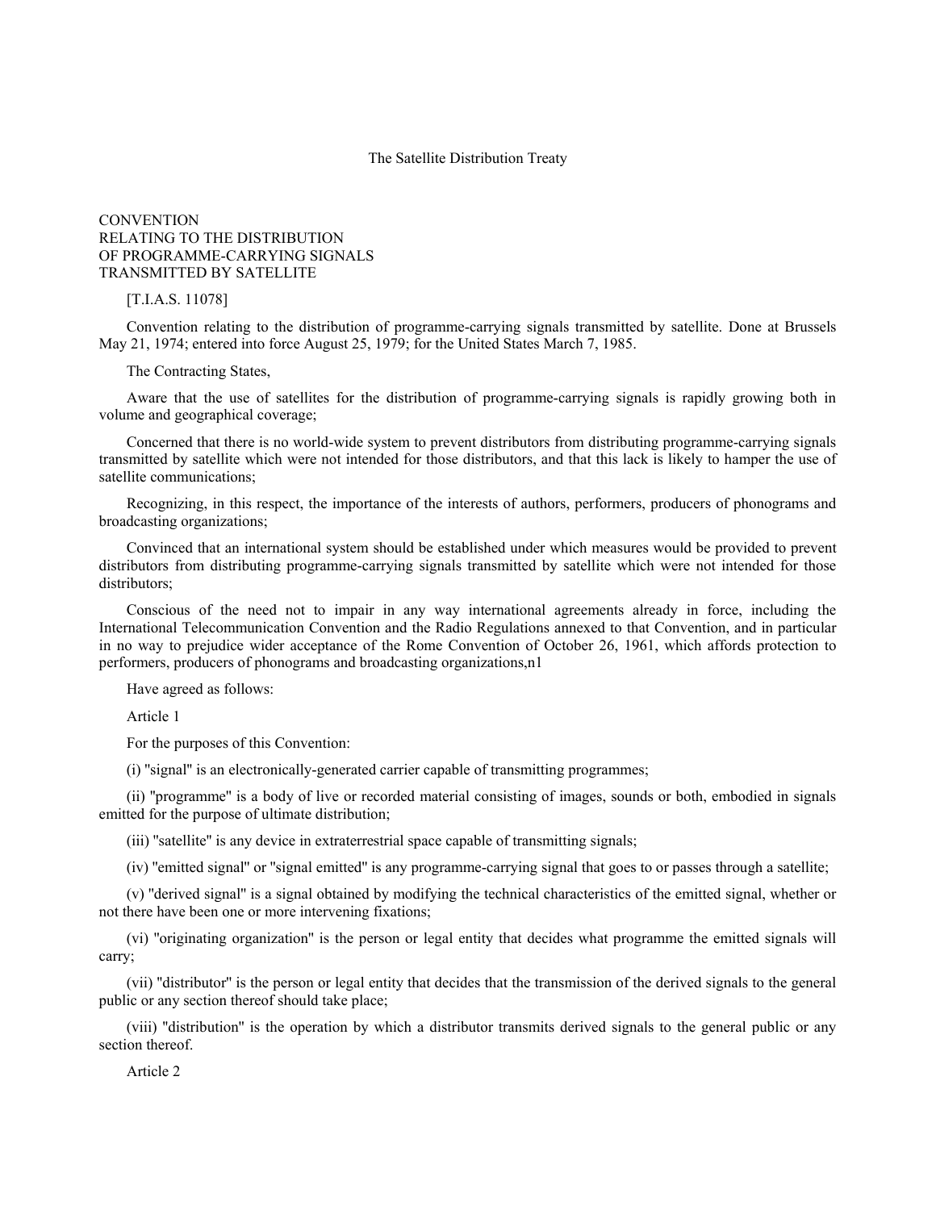The Satellite Distribution Treaty

# CONVENTION RELATING TO THE DISTRIBUTION OF PROGRAMME-CARRYING SIGNALS TRANSMITTED BY SATELLITE

[T.I.A.S. 11078]

Convention relating to the distribution of programme-carrying signals transmitted by satellite. Done at Brussels May 21, 1974; entered into force August 25, 1979; for the United States March 7, 1985.

The Contracting States,

Aware that the use of satellites for the distribution of programme-carrying signals is rapidly growing both in volume and geographical coverage;

Concerned that there is no world-wide system to prevent distributors from distributing programme-carrying signals transmitted by satellite which were not intended for those distributors, and that this lack is likely to hamper the use of satellite communications;

Recognizing, in this respect, the importance of the interests of authors, performers, producers of phonograms and broadcasting organizations;

Convinced that an international system should be established under which measures would be provided to prevent distributors from distributing programme-carrying signals transmitted by satellite which were not intended for those distributors;

Conscious of the need not to impair in any way international agreements already in force, including the International Telecommunication Convention and the Radio Regulations annexed to that Convention, and in particular in no way to prejudice wider acceptance of the Rome Convention of October 26, 1961, which affords protection to performers, producers of phonograms and broadcasting organizations,n1

Have agreed as follows:

Article 1

For the purposes of this Convention:

(i) "signal" is an electronically-generated carrier capable of transmitting programmes;

(ii) "programme" is a body of live or recorded material consisting of images, sounds or both, embodied in signals emitted for the purpose of ultimate distribution;

(iii) "satellite" is any device in extraterrestrial space capable of transmitting signals;

(iv) "emitted signal" or "signal emitted" is any programme-carrying signal that goes to or passes through a satellite;

(v) "derived signal" is a signal obtained by modifying the technical characteristics of the emitted signal, whether or not there have been one or more intervening fixations;

(vi) "originating organization" is the person or legal entity that decides what programme the emitted signals will carry;

(vii) "distributor" is the person or legal entity that decides that the transmission of the derived signals to the general public or any section thereof should take place;

(viii) "distribution" is the operation by which a distributor transmits derived signals to the general public or any section thereof.

Article 2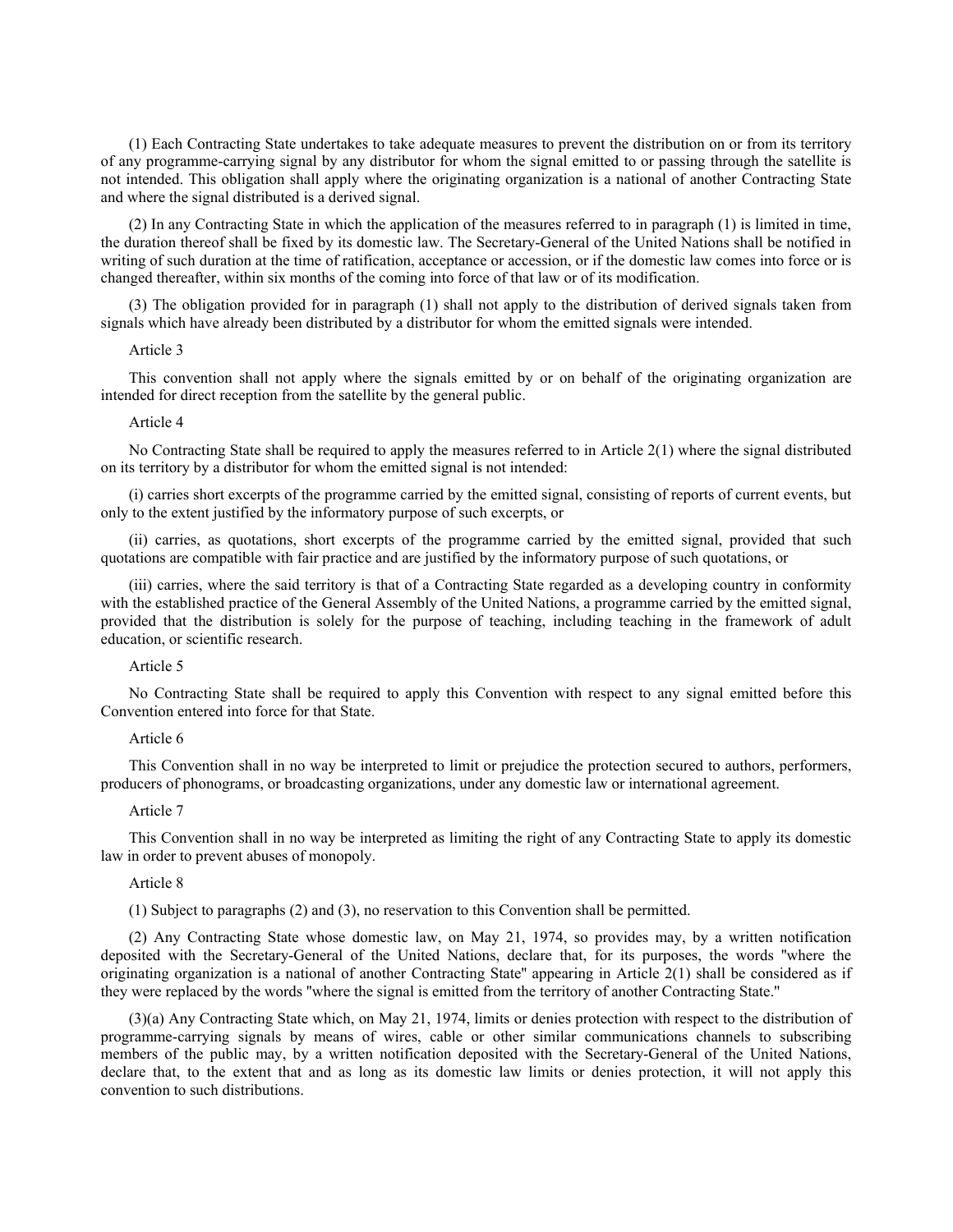(1) Each Contracting State undertakes to take adequate measures to prevent the distribution on or from its territory of any programme-carrying signal by any distributor for whom the signal emitted to or passing through the satellite is not intended. This obligation shall apply where the originating organization is a national of another Contracting State and where the signal distributed is a derived signal.

(2) In any Contracting State in which the application of the measures referred to in paragraph (1) is limited in time, the duration thereof shall be fixed by its domestic law. The Secretary-General of the United Nations shall be notified in writing of such duration at the time of ratification, acceptance or accession, or if the domestic law comes into force or is changed thereafter, within six months of the coming into force of that law or of its modification.

(3) The obligation provided for in paragraph (1) shall not apply to the distribution of derived signals taken from signals which have already been distributed by a distributor for whom the emitted signals were intended.

Article 3

This convention shall not apply where the signals emitted by or on behalf of the originating organization are intended for direct reception from the satellite by the general public.

Article 4

No Contracting State shall be required to apply the measures referred to in Article 2(1) where the signal distributed on its territory by a distributor for whom the emitted signal is not intended:

(i) carries short excerpts of the programme carried by the emitted signal, consisting of reports of current events, but only to the extent justified by the informatory purpose of such excerpts, or

(ii) carries, as quotations, short excerpts of the programme carried by the emitted signal, provided that such quotations are compatible with fair practice and are justified by the informatory purpose of such quotations, or

(iii) carries, where the said territory is that of a Contracting State regarded as a developing country in conformity with the established practice of the General Assembly of the United Nations, a programme carried by the emitted signal, provided that the distribution is solely for the purpose of teaching, including teaching in the framework of adult education, or scientific research.

Article 5

No Contracting State shall be required to apply this Convention with respect to any signal emitted before this Convention entered into force for that State.

Article 6

This Convention shall in no way be interpreted to limit or prejudice the protection secured to authors, performers, producers of phonograms, or broadcasting organizations, under any domestic law or international agreement.

Article 7

This Convention shall in no way be interpreted as limiting the right of any Contracting State to apply its domestic law in order to prevent abuses of monopoly.

Article 8

(1) Subject to paragraphs (2) and (3), no reservation to this Convention shall be permitted.

(2) Any Contracting State whose domestic law, on May 21, 1974, so provides may, by a written notification deposited with the Secretary-General of the United Nations, declare that, for its purposes, the words "where the originating organization is a national of another Contracting State" appearing in Article 2(1) shall be considered as if they were replaced by the words "where the signal is emitted from the territory of another Contracting State."

(3)(a) Any Contracting State which, on May 21, 1974, limits or denies protection with respect to the distribution of programme-carrying signals by means of wires, cable or other similar communications channels to subscribing members of the public may, by a written notification deposited with the Secretary-General of the United Nations, declare that, to the extent that and as long as its domestic law limits or denies protection, it will not apply this convention to such distributions.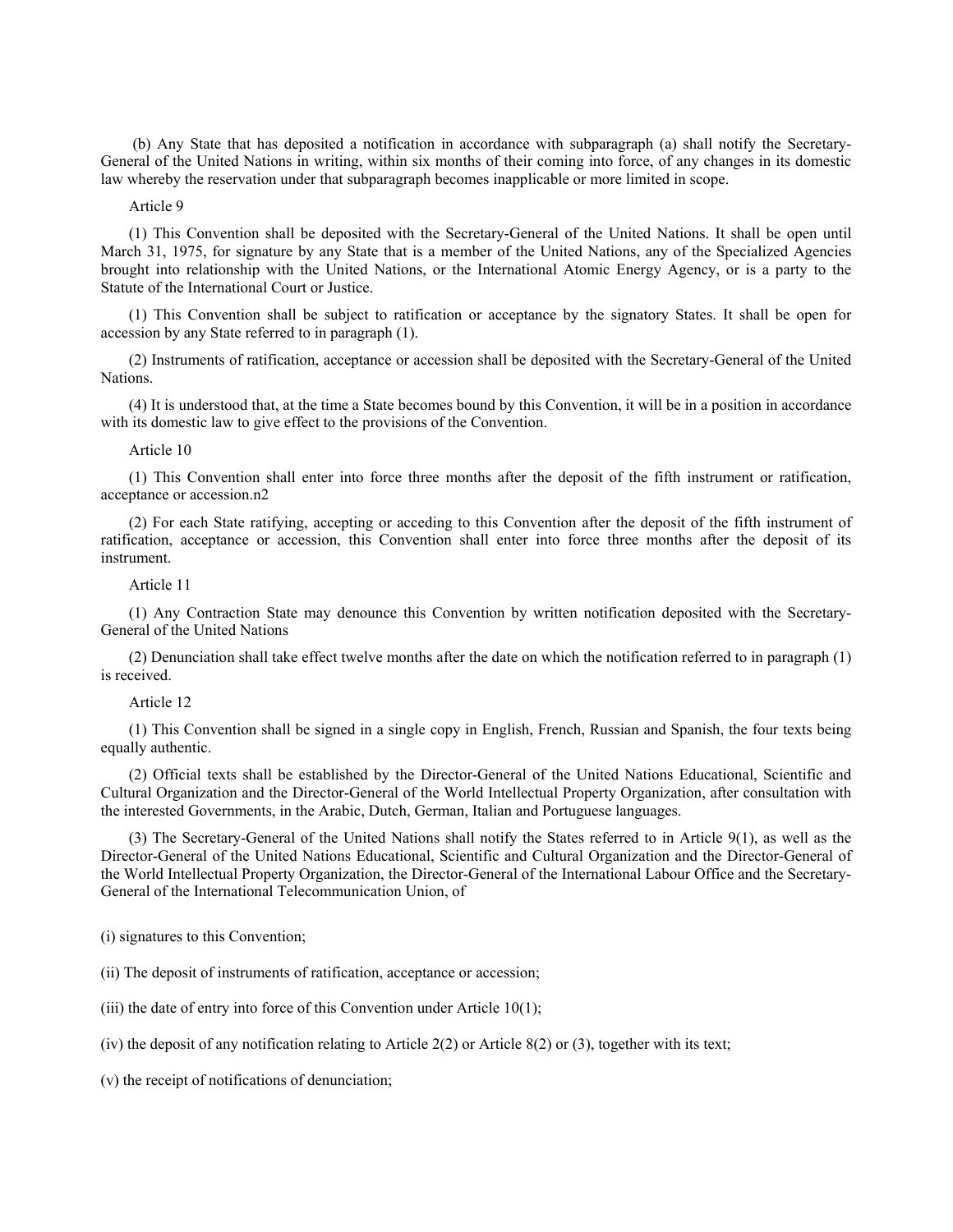(b) Any State that has deposited a notification in accordance with subparagraph (a) shall notify the Secretary-General of the United Nations in writing, within six months of their coming into force, of any changes in its domestic law whereby the reservation under that subparagraph becomes inapplicable or more limited in scope.

Article 9

(1) This Convention shall be deposited with the Secretary-General of the United Nations. It shall be open until March 31, 1975, for signature by any State that is a member of the United Nations, any of the Specialized Agencies brought into relationship with the United Nations, or the International Atomic Energy Agency, or is a party to the Statute of the International Court or Justice.

(1) This Convention shall be subject to ratification or acceptance by the signatory States. It shall be open for accession by any State referred to in paragraph (1).

(2) Instruments of ratification, acceptance or accession shall be deposited with the Secretary-General of the United Nations.

(4) It is understood that, at the time a State becomes bound by this Convention, it will be in a position in accordance with its domestic law to give effect to the provisions of the Convention.

Article 10

(1) This Convention shall enter into force three months after the deposit of the fifth instrument or ratification, acceptance or accession.n2

(2) For each State ratifying, accepting or acceding to this Convention after the deposit of the fifth instrument of ratification, acceptance or accession, this Convention shall enter into force three months after the deposit of its instrument.

Article 11

(1) Any Contraction State may denounce this Convention by written notification deposited with the Secretary-General of the United Nations

(2) Denunciation shall take effect twelve months after the date on which the notification referred to in paragraph (1) is received.

Article 12

(1) This Convention shall be signed in a single copy in English, French, Russian and Spanish, the four texts being equally authentic.

(2) Official texts shall be established by the Director-General of the United Nations Educational, Scientific and Cultural Organization and the Director-General of the World Intellectual Property Organization, after consultation with the interested Governments, in the Arabic, Dutch, German, Italian and Portuguese languages.

(3) The Secretary-General of the United Nations shall notify the States referred to in Article 9(1), as well as the Director-General of the United Nations Educational, Scientific and Cultural Organization and the Director-General of the World Intellectual Property Organization, the Director-General of the International Labour Office and the Secretary-General of the International Telecommunication Union, of

(i) signatures to this Convention;

(ii) The deposit of instruments of ratification, acceptance or accession;

(iii) the date of entry into force of this Convention under Article 10(1);

(iv) the deposit of any notification relating to Article 2(2) or Article 8(2) or (3), together with its text;

(v) the receipt of notifications of denunciation;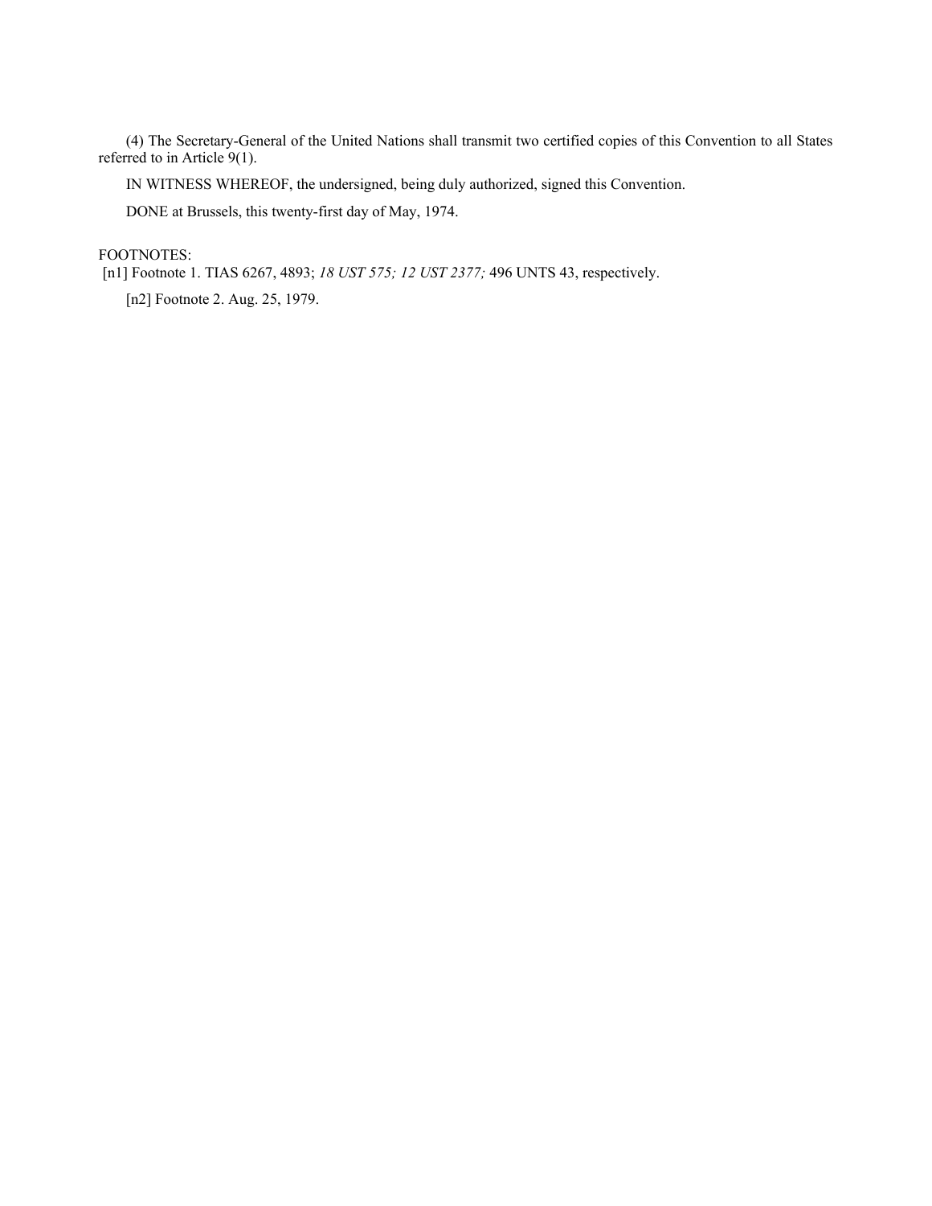(4) The Secretary-General of the United Nations shall transmit two certified copies of this Convention to all States referred to in Article 9(1).

IN WITNESS WHEREOF, the undersigned, being duly authorized, signed this Convention.

DONE at Brussels, this twenty-first day of May, 1974.

FOOTNOTES:

[n1] Footnote 1. TIAS 6267, 4893; *18 UST 575; 12 UST 2377;* 496 UNTS 43, respectively.

[n2] Footnote 2. Aug. 25, 1979.